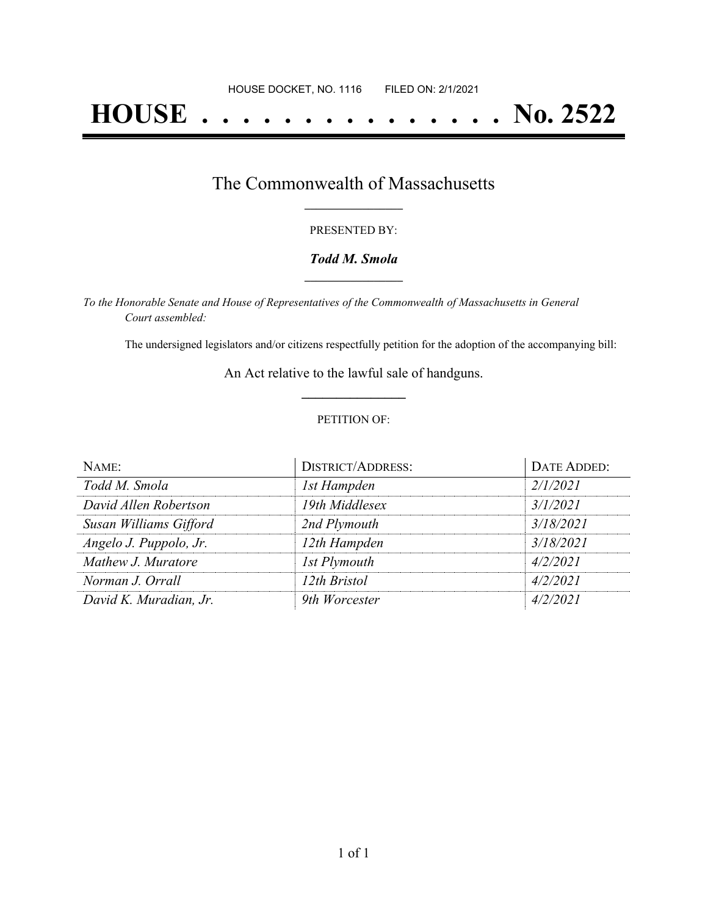HOUSE DOCKET, NO. 1116 FILED ON: 2/1/2021

# HOUSE . . . . . . . . . . . . . . . No. 2522

## The Commonwealth of Massachusetts

PRESENTED BY:

***Todd M. Smola***

*To the Honorable Senate and House of Representatives of the Commonwealth of Massachusetts in General Court assembled:*

The undersigned legislators and/or citizens respectfully petition for the adoption of the accompanying bill:

An Act relative to the lawful sale of handguns.

PETITION OF:

| NAME: | DISTRICT/ADDRESS: | DATE ADDED: |
|---|---|---|
| *Todd M. Smola* | *1st Hampden* | *2/1/2021* |
| *David Allen Robertson* | *19th Middlesex* | *3/1/2021* |
| *Susan Williams Gifford* | *2nd Plymouth* | *3/18/2021* |
| *Angelo J. Puppolo, Jr.* | *12th Hampden* | *3/18/2021* |
| *Mathew J. Muratore* | *1st Plymouth* | *4/2/2021* |
| *Norman J. Orrall* | *12th Bristol* | *4/2/2021* |
| *David K. Muradian, Jr.* | *9th Worcester* | *4/2/2021* |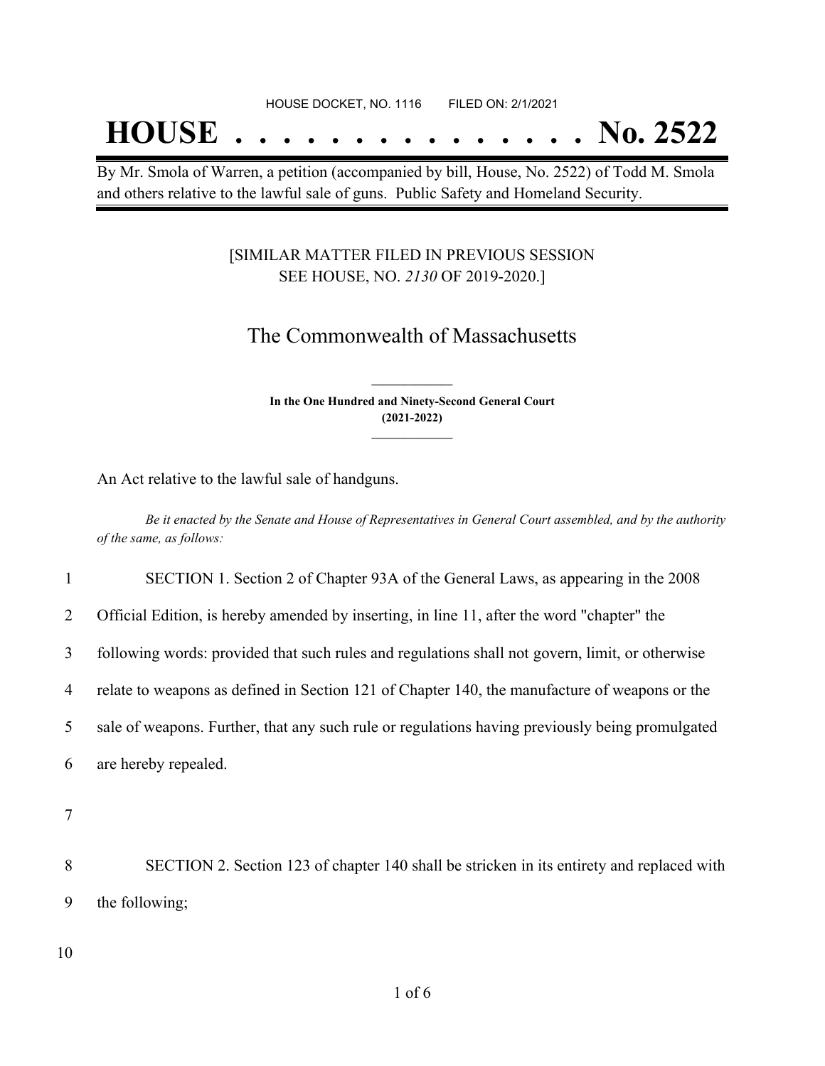HOUSE DOCKET, NO. 1116 FILED ON: 2/1/2021

# HOUSE . . . . . . . . . . . . . . . No. 2522

By Mr. Smola of Warren, a petition (accompanied by bill, House, No. 2522) of Todd M. Smola and others relative to the lawful sale of guns. Public Safety and Homeland Security.

[SIMILAR MATTER FILED IN PREVIOUS SESSION SEE HOUSE, NO. *2130* OF 2019-2020.]

## The Commonwealth of Massachusetts

**In the One Hundred and Ninety-Second General Court (2021-2022)**

An Act relative to the lawful sale of handguns.

*Be it enacted by the Senate and House of Representatives in General Court assembled, and by the authority of the same, as follows:*

1 SECTION 1. Section 2 of Chapter 93A of the General Laws, as appearing in the 2008
2 Official Edition, is hereby amended by inserting, in line 11, after the word "chapter" the
3 following words: provided that such rules and regulations shall not govern, limit, or otherwise
4 relate to weapons as defined in Section 121 of Chapter 140, the manufacture of weapons or the
5 sale of weapons. Further, that any such rule or regulations having previously being promulgated
6 are hereby repealed.

7

8 SECTION 2. Section 123 of chapter 140 shall be stricken in its entirety and replaced with
9 the following;

10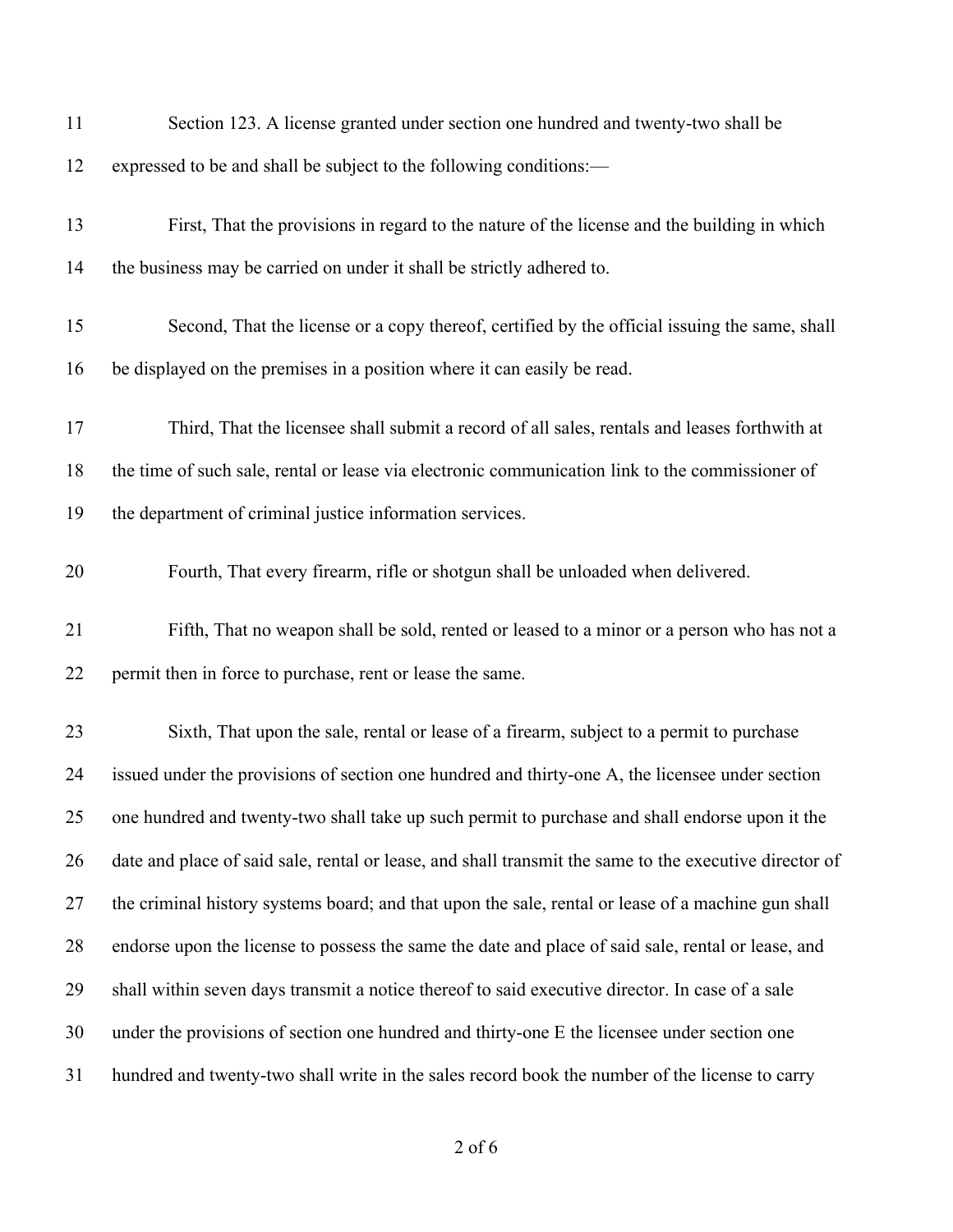Section 123. A license granted under section one hundred and twenty-two shall be expressed to be and shall be subject to the following conditions:—

First, That the provisions in regard to the nature of the license and the building in which the business may be carried on under it shall be strictly adhered to.

Second, That the license or a copy thereof, certified by the official issuing the same, shall be displayed on the premises in a position where it can easily be read.

Third, That the licensee shall submit a record of all sales, rentals and leases forthwith at the time of such sale, rental or lease via electronic communication link to the commissioner of the department of criminal justice information services.

Fourth, That every firearm, rifle or shotgun shall be unloaded when delivered.

Fifth, That no weapon shall be sold, rented or leased to a minor or a person who has not a permit then in force to purchase, rent or lease the same.

Sixth, That upon the sale, rental or lease of a firearm, subject to a permit to purchase issued under the provisions of section one hundred and thirty-one A, the licensee under section one hundred and twenty-two shall take up such permit to purchase and shall endorse upon it the date and place of said sale, rental or lease, and shall transmit the same to the executive director of the criminal history systems board; and that upon the sale, rental or lease of a machine gun shall endorse upon the license to possess the same the date and place of said sale, rental or lease, and shall within seven days transmit a notice thereof to said executive director. In case of a sale under the provisions of section one hundred and thirty-one E the licensee under section one hundred and twenty-two shall write in the sales record book the number of the license to carry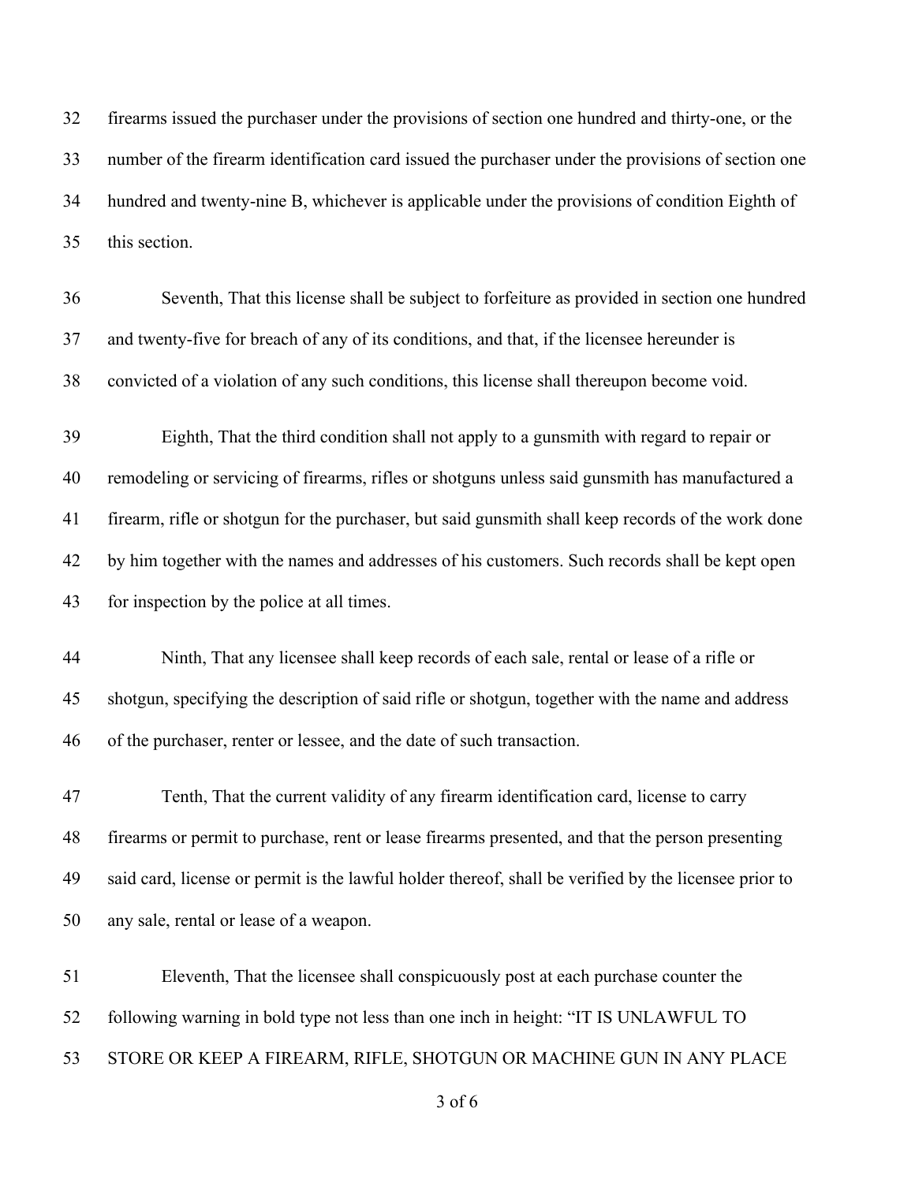firearms issued the purchaser under the provisions of section one hundred and thirty-one, or the number of the firearm identification card issued the purchaser under the provisions of section one hundred and twenty-nine B, whichever is applicable under the provisions of condition Eighth of this section.

Seventh, That this license shall be subject to forfeiture as provided in section one hundred and twenty-five for breach of any of its conditions, and that, if the licensee hereunder is convicted of a violation of any such conditions, this license shall thereupon become void.

Eighth, That the third condition shall not apply to a gunsmith with regard to repair or remodeling or servicing of firearms, rifles or shotguns unless said gunsmith has manufactured a firearm, rifle or shotgun for the purchaser, but said gunsmith shall keep records of the work done by him together with the names and addresses of his customers. Such records shall be kept open for inspection by the police at all times.

Ninth, That any licensee shall keep records of each sale, rental or lease of a rifle or shotgun, specifying the description of said rifle or shotgun, together with the name and address of the purchaser, renter or lessee, and the date of such transaction.

Tenth, That the current validity of any firearm identification card, license to carry firearms or permit to purchase, rent or lease firearms presented, and that the person presenting said card, license or permit is the lawful holder thereof, shall be verified by the licensee prior to any sale, rental or lease of a weapon.

Eleventh, That the licensee shall conspicuously post at each purchase counter the following warning in bold type not less than one inch in height: "IT IS UNLAWFUL TO STORE OR KEEP A FIREARM, RIFLE, SHOTGUN OR MACHINE GUN IN ANY PLACE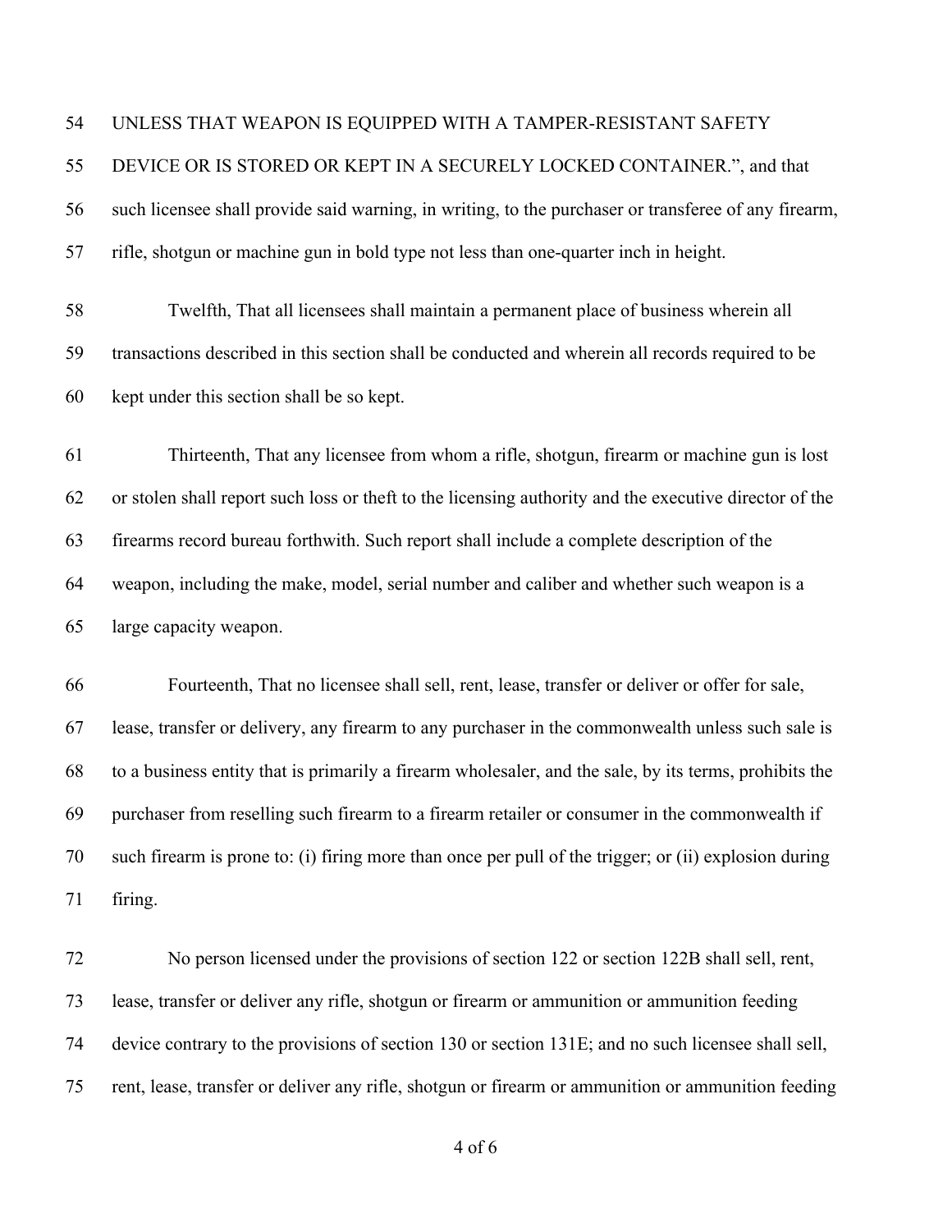UNLESS THAT WEAPON IS EQUIPPED WITH A TAMPER-RESISTANT SAFETY DEVICE OR IS STORED OR KEPT IN A SECURELY LOCKED CONTAINER.", and that such licensee shall provide said warning, in writing, to the purchaser or transferee of any firearm, rifle, shotgun or machine gun in bold type not less than one-quarter inch in height.

Twelfth, That all licensees shall maintain a permanent place of business wherein all transactions described in this section shall be conducted and wherein all records required to be kept under this section shall be so kept.

Thirteenth, That any licensee from whom a rifle, shotgun, firearm or machine gun is lost or stolen shall report such loss or theft to the licensing authority and the executive director of the firearms record bureau forthwith. Such report shall include a complete description of the weapon, including the make, model, serial number and caliber and whether such weapon is a large capacity weapon.

Fourteenth, That no licensee shall sell, rent, lease, transfer or deliver or offer for sale, lease, transfer or delivery, any firearm to any purchaser in the commonwealth unless such sale is to a business entity that is primarily a firearm wholesaler, and the sale, by its terms, prohibits the purchaser from reselling such firearm to a firearm retailer or consumer in the commonwealth if such firearm is prone to: (i) firing more than once per pull of the trigger; or (ii) explosion during firing.

No person licensed under the provisions of section 122 or section 122B shall sell, rent, lease, transfer or deliver any rifle, shotgun or firearm or ammunition or ammunition feeding device contrary to the provisions of section 130 or section 131E; and no such licensee shall sell, rent, lease, transfer or deliver any rifle, shotgun or firearm or ammunition or ammunition feeding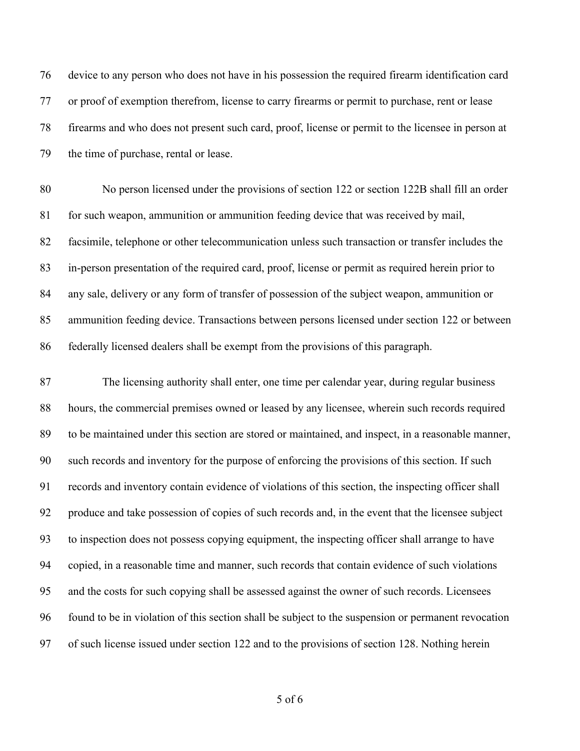device to any person who does not have in his possession the required firearm identification card or proof of exemption therefrom, license to carry firearms or permit to purchase, rent or lease firearms and who does not present such card, proof, license or permit to the licensee in person at the time of purchase, rental or lease.

No person licensed under the provisions of section 122 or section 122B shall fill an order for such weapon, ammunition or ammunition feeding device that was received by mail, facsimile, telephone or other telecommunication unless such transaction or transfer includes the in-person presentation of the required card, proof, license or permit as required herein prior to any sale, delivery or any form of transfer of possession of the subject weapon, ammunition or ammunition feeding device. Transactions between persons licensed under section 122 or between federally licensed dealers shall be exempt from the provisions of this paragraph.

The licensing authority shall enter, one time per calendar year, during regular business hours, the commercial premises owned or leased by any licensee, wherein such records required to be maintained under this section are stored or maintained, and inspect, in a reasonable manner, such records and inventory for the purpose of enforcing the provisions of this section. If such records and inventory contain evidence of violations of this section, the inspecting officer shall produce and take possession of copies of such records and, in the event that the licensee subject to inspection does not possess copying equipment, the inspecting officer shall arrange to have copied, in a reasonable time and manner, such records that contain evidence of such violations and the costs for such copying shall be assessed against the owner of such records. Licensees found to be in violation of this section shall be subject to the suspension or permanent revocation of such license issued under section 122 and to the provisions of section 128. Nothing herein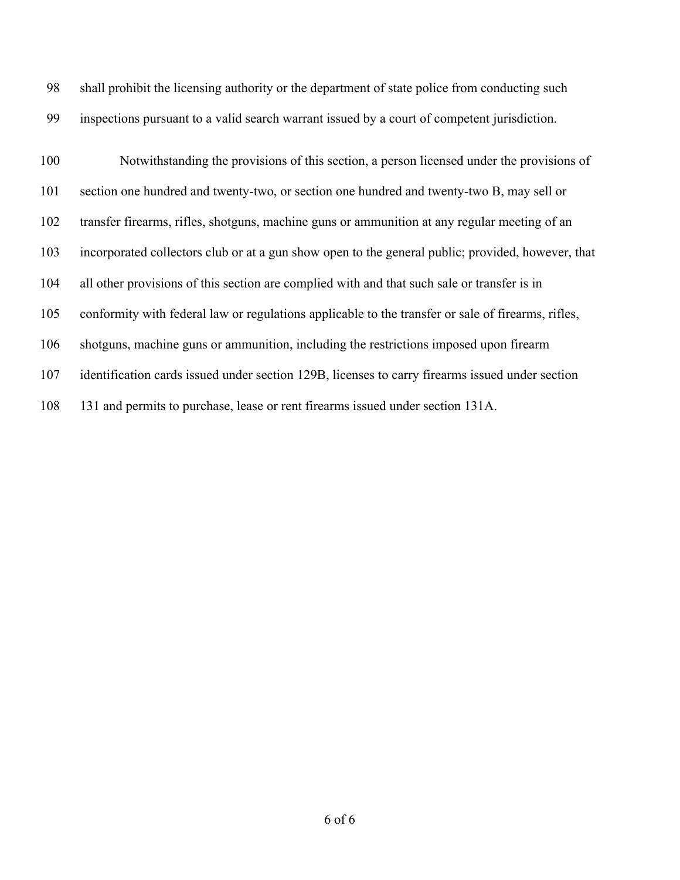shall prohibit the licensing authority or the department of state police from conducting such inspections pursuant to a valid search warrant issued by a court of competent jurisdiction.

Notwithstanding the provisions of this section, a person licensed under the provisions of section one hundred and twenty-two, or section one hundred and twenty-two B, may sell or transfer firearms, rifles, shotguns, machine guns or ammunition at any regular meeting of an incorporated collectors club or at a gun show open to the general public; provided, however, that all other provisions of this section are complied with and that such sale or transfer is in conformity with federal law or regulations applicable to the transfer or sale of firearms, rifles, shotguns, machine guns or ammunition, including the restrictions imposed upon firearm identification cards issued under section 129B, licenses to carry firearms issued under section 131 and permits to purchase, lease or rent firearms issued under section 131A.